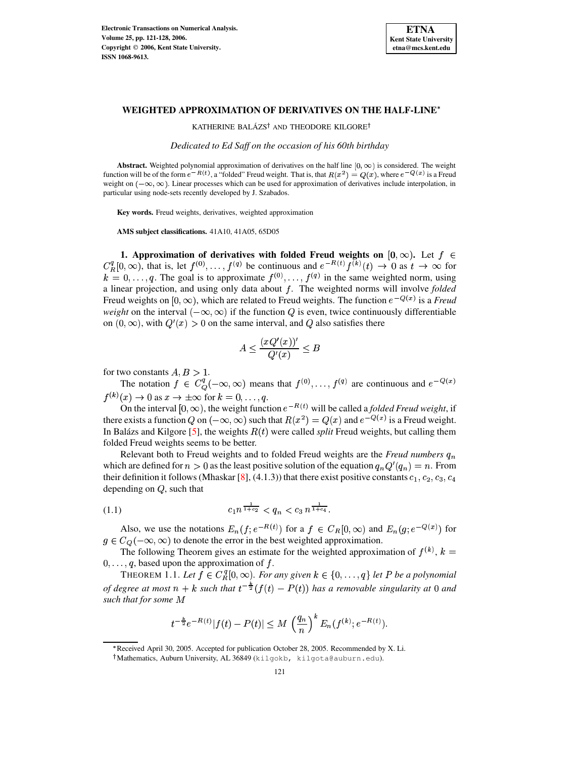# WEIGHTED APPROXIMATION OF DERIVATIVES ON THE HALF-LINE*

KATHERINE BALÁZS† AND THEODORE KILGORE†

*Dedicated to Ed Saff on the occasion of his 60th birthday*

**Abstract.** Weighted polynomial approximation of derivatives on the half line $[0,\infty)$ is considered. The weight function will be of the form $e^{-R(t)}$, a "folded" Freud weight. That is, that $R(x^2) = Q(x)$, where $e^{-Q(x)}$ is a Freud weight on $(-\infty,\infty)$. Linear processes which can be used for approximation of derivatives include interpolation, in particular using node-sets recently developed by J. Szabados.

**Key words.** Freud weights, derivatives, weighted approximation

**AMS subject classifications.** 41A10, 41A05, 65D05

**1. Approximation of derivatives with folded Freud weights on $[0,\infty)$.** Let $f \in C_R^q[0,\infty)$, that is, let $f^{(0)},\ldots,f^{(q)}$ be continuous and $e^{-R(t)}f^{(k)}(t) \to 0$ as $t \to \infty$ for $k = 0,\ldots,q$. The goal is to approximate $f^{(0)},\ldots,f^{(q)}$ in the same weighted norm, using a linear projection, and using only data about $f$. The weighted norms will involve *folded* Freud weights on $[0,\infty)$, which are related to Freud weights. The function $e^{-Q(x)}$ is a *Freud weight* on the interval $(-\infty,\infty)$ if the function $Q$ is even, twice continuously differentiable on $(0,\infty)$, with $Q'(x) > 0$ on the same interval, and $Q$ also satisfies there

$$A \le \frac{(xQ'(x))'}{Q'(x)} \le B$$

for two constants $A, B > 1$.

The notation $f \in C_Q^q(-\infty,\infty)$ means that $f^{(0)},\ldots,f^{(q)}$ are continuous and $e^{-Q(x)}f^{(k)}(x) \to 0$ as $x \to \pm\infty$ for $k = 0,\ldots,q$.

On the interval $[0,\infty)$, the weight function $e^{-R(t)}$ will be called a *folded Freud weight*, if there exists a function $Q$ on $(-\infty,\infty)$ such that $R(x^2) = Q(x)$ and $e^{-Q(x)}$ is a Freud weight. In Balázs and Kilgore [5], the weights $R(t)$ were called *split* Freud weights, but calling them folded Freud weights seems to be better.

Relevant both to Freud weights and to folded Freud weights are the *Freud numbers* $q_n$ which are defined for $n > 0$ as the least positive solution of the equation $q_n Q'(q_n) = n$. From their definition it follows (Mhaskar [8], (4.1.3)) that there exist positive constants $c_1, c_2, c_3, c_4$ depending on $Q$, such that

$$c_1 n^{\frac{1}{1+c_2}} < q_n < c_3\, n^{\frac{1}{1+c_4}}. \tag{1.1}$$

Also, we use the notations $E_n(f; e^{-R(t)})$ for a $f \in C_R[0,\infty)$ and $E_n(g; e^{-Q(x)})$ for $g \in C_Q(-\infty,\infty)$ to denote the error in the best weighted approximation.

The following Theorem gives an estimate for the weighted approximation of $f^{(k)}$, $k = 0,\ldots,q$, based upon the approximation of $f$.

THEOREM 1.1. *Let $f \in C_R^q[0,\infty)$. For any given $k \in \{0,\ldots,q\}$ let $P$ be a polynomial of degree at most $n+k$ such that $t^{-\frac{k}{2}}(f(t) - P(t))$ has a removable singularity at $0$ and such that for some $M$*

$$t^{-\frac{k}{2}} e^{-R(t)} |f(t) - P(t)| \le M \left(\frac{q_n}{n}\right)^k E_n(f^{(k)}; e^{-R(t)}).$$

---

*Received April 30, 2005. Accepted for publication October 28, 2005. Recommended by X. Li.

†Mathematics, Auburn University, AL 36849 (kilgokb, kilgota@auburn.edu).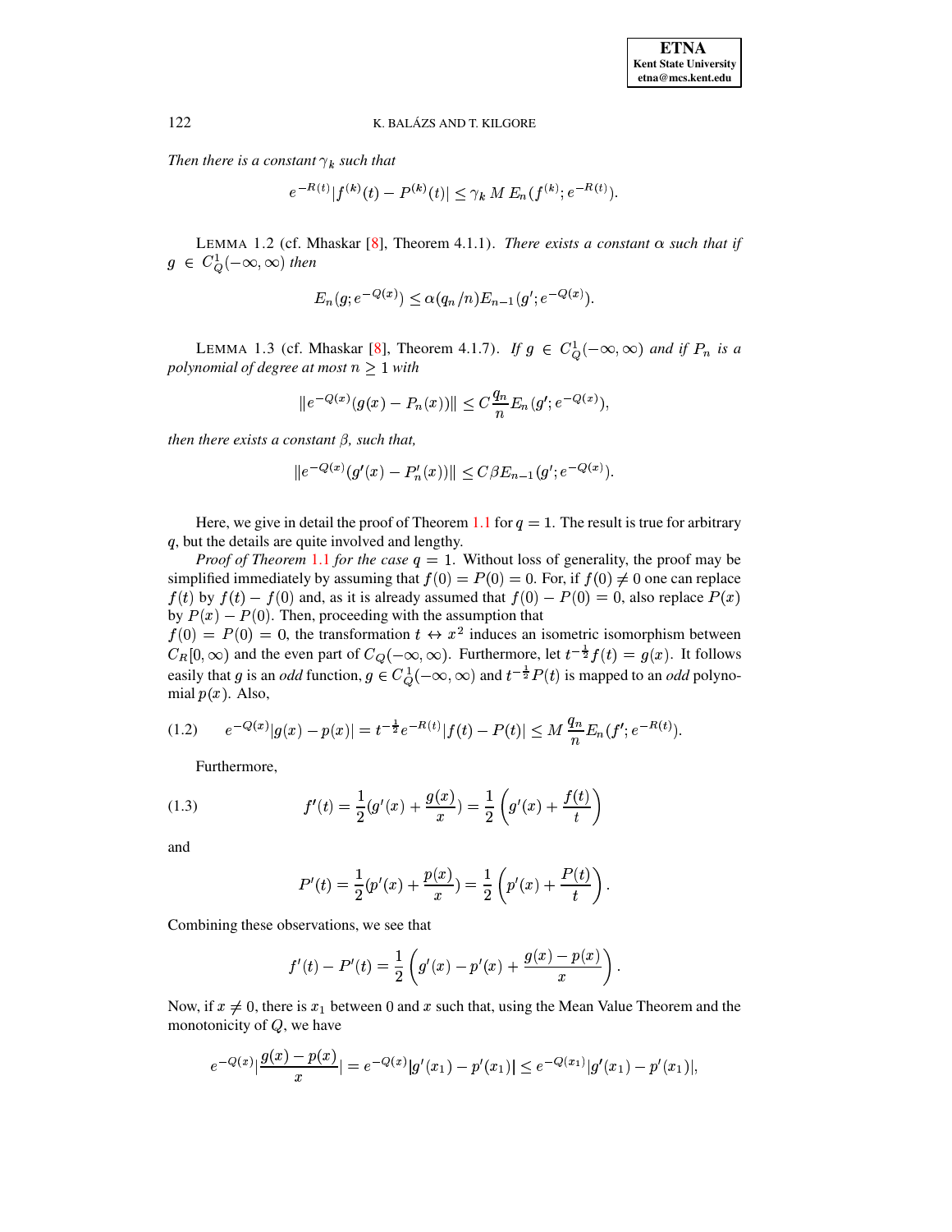*Then there is a constant $\gamma_k$ such that*

$$e^{-R(t)}|f^{(k)}(t) - P^{(k)}(t)| \leq \gamma_k \, M \, E_n(f^{(k)}; e^{-R(t)}).$$

LEMMA 1.2 (cf. Mhaskar [8], Theorem 4.1.1). *There exists a constant $\alpha$ such that if $g \in C^1_Q(-\infty, \infty)$ then*

$$E_n(g; e^{-Q(x)}) \leq \alpha(q_n/n) E_{n-1}(g'; e^{-Q(x)}).$$

LEMMA 1.3 (cf. Mhaskar [8], Theorem 4.1.7). *If $g \in C^1_Q(-\infty, \infty)$ and if $P_n$ is a polynomial of degree at most $n \geq 1$ with*

$$\|e^{-Q(x)}(g(x) - P_n(x))\| \leq C\frac{q_n}{n} E_n(g'; e^{-Q(x)}),$$

*then there exists a constant $\beta$, such that,*

$$\|e^{-Q(x)}(g'(x) - P_n'(x))\| \leq C\beta E_{n-1}(g'; e^{-Q(x)}).$$

Here, we give in detail the proof of Theorem 1.1 for $q = 1$. The result is true for arbitrary $q$, but the details are quite involved and lengthy.

*Proof of Theorem 1.1 for the case $q = 1$.* Without loss of generality, the proof may be simplified immediately by assuming that $f(0) = P(0) = 0$. For, if $f(0) \neq 0$ one can replace $f(t)$ by $f(t) - f(0)$ and, as it is already assumed that $f(0) - P(0) = 0$, also replace $P(x)$ by $P(x) - P(0)$. Then, proceeding with the assumption that $f(0) = P(0) = 0$, the transformation $t \leftrightarrow x^2$ induces an isometric isomorphism between $C_R[0, \infty)$ and the even part of $C_Q(-\infty, \infty)$. Furthermore, let $t^{-\frac{1}{2}}f(t) = g(x)$. It follows easily that $g$ is an *odd* function, $g \in C^1_Q(-\infty, \infty)$ and $t^{-\frac{1}{2}}P(t)$ is mapped to an *odd* polynomial $p(x)$. Also,

$$e^{-Q(x)}|g(x) - p(x)| = t^{-\frac{1}{2}}e^{-R(t)}|f(t) - P(t)| \leq M\,\frac{q_n}{n}E_n(f'; e^{-R(t)}). \tag{1.2}$$

Furthermore,

$$f'(t) = \frac{1}{2}(g'(x) + \frac{g(x)}{x}) = \frac{1}{2}\left(g'(x) + \frac{f(t)}{t}\right) \tag{1.3}$$

and

$$P'(t) = \frac{1}{2}(p'(x) + \frac{p(x)}{x}) = \frac{1}{2}\left(p'(x) + \frac{P(t)}{t}\right).$$

Combining these observations, we see that

$$f'(t) - P'(t) = \frac{1}{2}\left(g'(x) - p'(x) + \frac{g(x) - p(x)}{x}\right).$$

Now, if $x \neq 0$, there is $x_1$ between 0 and $x$ such that, using the Mean Value Theorem and the monotonicity of $Q$, we have

$$e^{-Q(x)}|\frac{g(x) - p(x)}{x}| = e^{-Q(x)}|g'(x_1) - p'(x_1)| \leq e^{-Q(x_1)}|g'(x_1) - p'(x_1)|,$$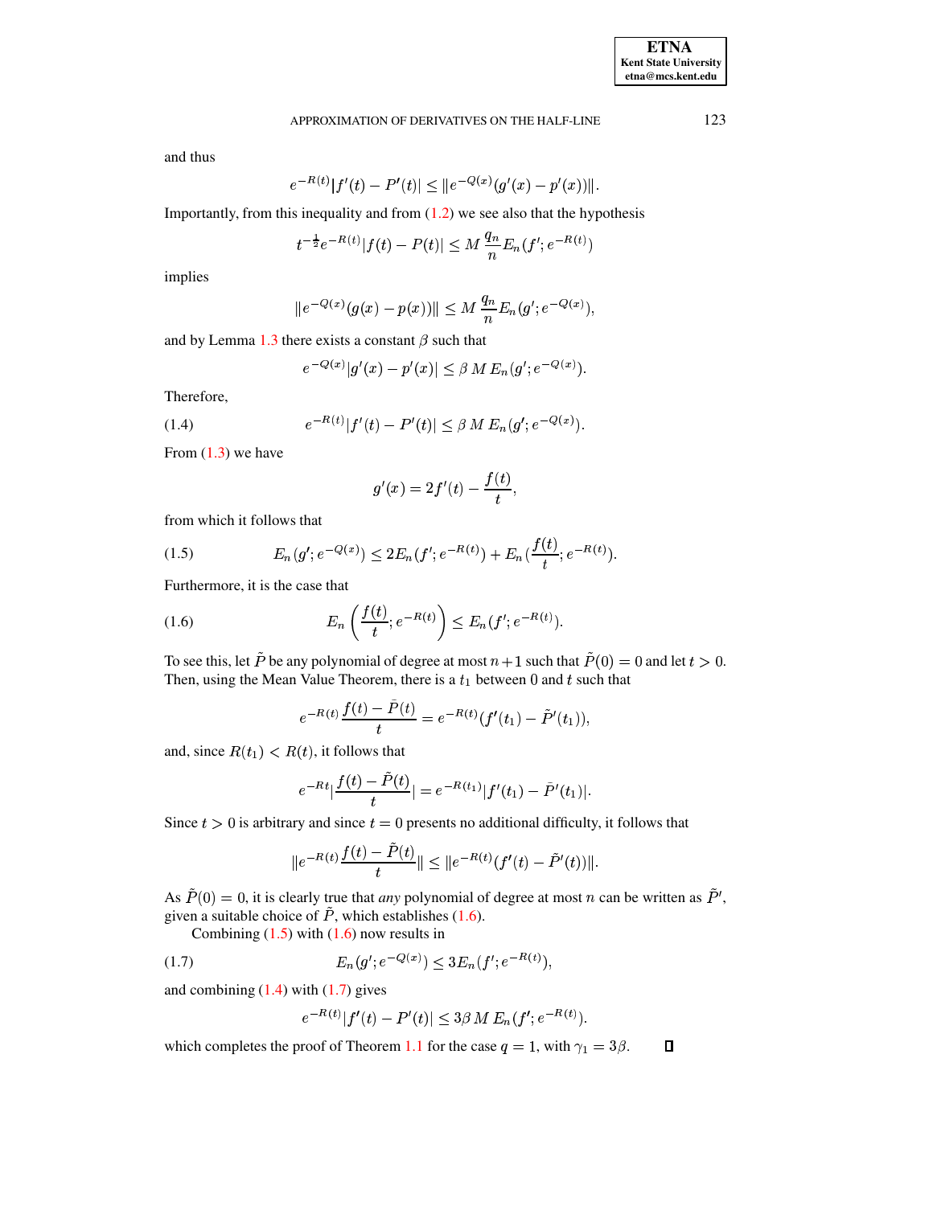and thus

$$e^{-R(t)}|f'(t) - P'(t)| \leq \|e^{-Q(x)}(g'(x) - p'(x))\|.$$

Importantly, from this inequality and from (1.2) we see also that the hypothesis

$$t^{-\frac{1}{2}}e^{-R(t)}|f(t) - P(t)| \leq M\,\frac{q_n}{n}E_n(f'; e^{-R(t)})$$

implies

$$\|e^{-Q(x)}(g(x) - p(x))\| \leq M\,\frac{q_n}{n}E_n(g'; e^{-Q(x)}),$$

and by Lemma 1.3 there exists a constant $\beta$ such that

$$e^{-Q(x)}|g'(x) - p'(x)| \leq \beta\, M\, E_n(g'; e^{-Q(x)}).$$

Therefore,

$$e^{-R(t)}|f'(t) - P'(t)| \leq \beta\, M\, E_n(g'; e^{-Q(x)}). \tag{1.4}$$

From (1.3) we have

$$g'(x) = 2f'(t) - \frac{f(t)}{t},$$

from which it follows that

$$E_n(g'; e^{-Q(x)}) \leq 2E_n(f'; e^{-R(t)}) + E_n(\frac{f(t)}{t}; e^{-R(t)}). \tag{1.5}$$

Furthermore, it is the case that

$$E_n\left(\frac{f(t)}{t}; e^{-R(t)}\right) \leq E_n(f'; e^{-R(t)}). \tag{1.6}$$

To see this, let $\tilde{P}$ be any polynomial of degree at most $n+1$ such that $\tilde{P}(0) = 0$ and let $t > 0$. Then, using the Mean Value Theorem, there is a $t_1$ between $0$ and $t$ such that

$$e^{-R(t)}\frac{f(t) - \tilde{P}(t)}{t} = e^{-R(t)}(f'(t_1) - \tilde{P}'(t_1)),$$

and, since $R(t_1) < R(t)$, it follows that

$$e^{-Rt}|\frac{f(t) - \tilde{P}(t)}{t}| = e^{-R(t_1)}|f'(t_1) - \tilde{P}'(t_1)|.$$

Since $t > 0$ is arbitrary and since $t = 0$ presents no additional difficulty, it follows that

$$\|e^{-R(t)}\frac{f(t) - \tilde{P}(t)}{t}\| \leq \|e^{-R(t)}(f'(t) - \tilde{P}'(t))\|.$$

As $\tilde{P}(0) = 0$, it is clearly true that *any* polynomial of degree at most $n$ can be written as $\tilde{P}'$, given a suitable choice of $\tilde{P}$, which establishes (1.6).

Combining (1.5) with (1.6) now results in

$$E_n(g'; e^{-Q(x)}) \leq 3E_n(f'; e^{-R(t)}), \tag{1.7}$$

and combining (1.4) with (1.7) gives

$$e^{-R(t)}|f'(t) - P'(t)| \leq 3\beta\, M\, E_n(f'; e^{-R(t)}).$$

which completes the proof of Theorem 1.1 for the case $q = 1$, with $\gamma_1 = 3\beta$. ∎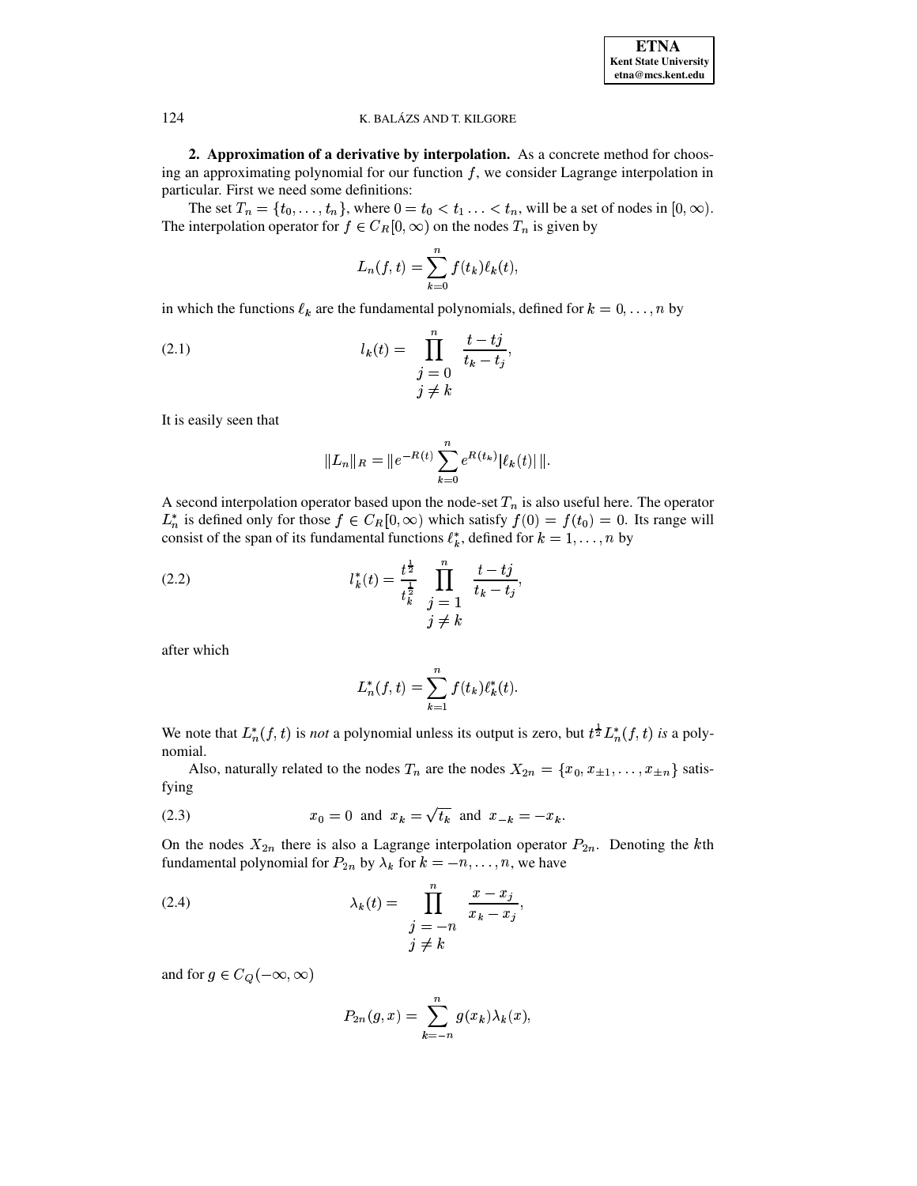## 2. Approximation of a derivative by interpolation.

**2. Approximation of a derivative by interpolation.** As a concrete method for choosing an approximating polynomial for our function $f$, we consider Lagrange interpolation in particular. First we need some definitions:

The set $T_n = \{t_0, \ldots, t_n\}$, where $0 = t_0 < t_1 \ldots < t_n$, will be a set of nodes in $[0, \infty)$. The interpolation operator for $f \in C_R[0, \infty)$ on the nodes $T_n$ is given by

$$L_n(f, t) = \sum_{k=0}^{n} f(t_k)\ell_k(t),$$

in which the functions $\ell_k$ are the fundamental polynomials, defined for $k = 0, \ldots, n$ by

$$l_k(t) = \prod_{\substack{j=0 \\ j \neq k}}^{n} \frac{t - tj}{t_k - t_j}, \tag{2.1}$$

It is easily seen that

$$\|L_n\|_R = \|e^{-R(t)} \sum_{k=0}^{n} e^{R(t_k)} |\ell_k(t)| \,\|.$$

A second interpolation operator based upon the node-set $T_n$ is also useful here. The operator $L_n^*$ is defined only for those $f \in C_R[0, \infty)$ which satisfy $f(0) = f(t_0) = 0$. Its range will consist of the span of its fundamental functions $\ell_k^*$, defined for $k = 1, \ldots, n$ by

$$l_k^*(t) = \frac{t^{\frac{1}{2}}}{t_k^{\frac{1}{2}}} \prod_{\substack{j=1 \\ j \neq k}}^{n} \frac{t - tj}{t_k - t_j}, \tag{2.2}$$

after which

$$L_n^*(f, t) = \sum_{k=1}^{n} f(t_k)\ell_k^*(t).$$

We note that $L_n^*(f, t)$ is *not* a polynomial unless its output is zero, but $t^{\frac{1}{2}} L_n^*(f, t)$ *is* a polynomial.

Also, naturally related to the nodes $T_n$ are the nodes $X_{2n} = \{x_0, x_{\pm 1}, \ldots, x_{\pm n}\}$ satisfying

$$x_0 = 0 \;\text{ and }\; x_k = \sqrt{t_k} \;\text{ and }\; x_{-k} = -x_k. \tag{2.3}$$

On the nodes $X_{2n}$ there is also a Lagrange interpolation operator $P_{2n}$. Denoting the $k$th fundamental polynomial for $P_{2n}$ by $\lambda_k$ for $k = -n, \ldots, n$, we have

$$\lambda_k(t) = \prod_{\substack{j=-n \\ j \neq k}}^{n} \frac{x - x_j}{x_k - x_j}, \tag{2.4}$$

and for $g \in C_Q(-\infty, \infty)$

$$P_{2n}(g, x) = \sum_{k=-n}^{n} g(x_k)\lambda_k(x),$$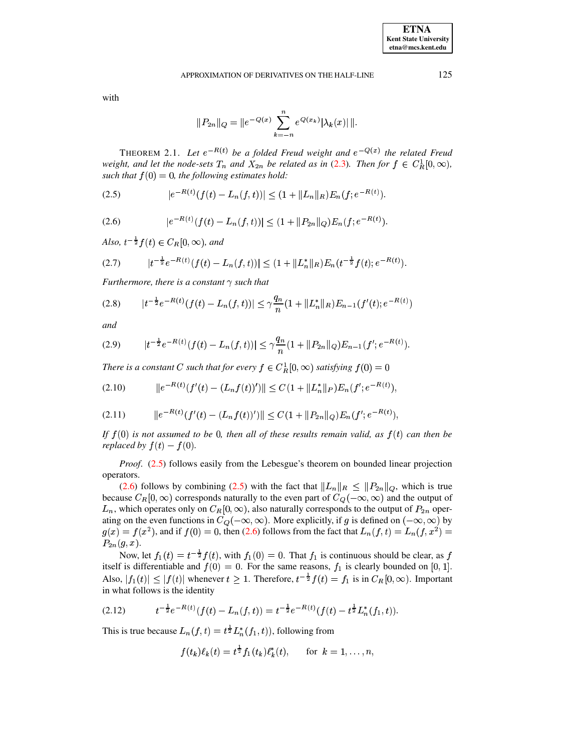with

$$\|P_{2n}\|_Q = \|e^{-Q(x)} \sum_{k=-n}^{n} e^{Q(x_k)} |\lambda_k(x)| \|.$$

THEOREM 2.1. *Let $e^{-R(t)}$ be a folded Freud weight and $e^{-Q(x)}$ the related Freud weight, and let the node-sets $T_n$ and $X_{2n}$ be related as in (2.3). Then for $f \in C^1_R[0,\infty)$, such that $f(0) = 0$, the following estimates hold:*

$$|e^{-R(t)}(f(t) - L_n(f,t))| \leq (1 + \|L_n\|_R) E_n(f; e^{-R(t)}). \tag{2.5}$$

$$|e^{-R(t)}(f(t) - L_n(f,t))| \leq (1 + \|P_{2n}\|_Q) E_n(f; e^{-R(t)}). \tag{2.6}$$

*Also, $t^{-\frac{1}{2}} f(t) \in C_R[0,\infty)$, and*

$$|t^{-\frac{1}{2}} e^{-R(t)}(f(t) - L_n(f,t))| \leq (1 + \|L^*_n\|_R) E_n(t^{-\frac{1}{2}} f(t); e^{-R(t)}). \tag{2.7}$$

*Furthermore, there is a constant $\gamma$ such that*

$$|t^{-\frac{1}{2}} e^{-R(t)}(f(t) - L_n(f,t))| \leq \gamma \frac{q_n}{n} (1 + \|L^*_n\|_R) E_{n-1}(f'(t); e^{-R(t)}) \tag{2.8}$$

*and*

$$|t^{-\frac{1}{2}} e^{-R(t)}(f(t) - L_n(f,t))| \leq \gamma \frac{q_n}{n} (1 + \|P_{2n}\|_Q) E_{n-1}(f'; e^{-R(t)}). \tag{2.9}$$

*There is a constant $C$ such that for every $f \in C^1_R[0,\infty)$ satisfying $f(0) = 0$*

$$\|e^{-R(t)}(f'(t) - (L_n f(t))')\| \leq C(1 + \|L^*_n\|_P) E_n(f'; e^{-R(t)}), \tag{2.10}$$

$$\|e^{-R(t)}(f'(t) - (L_n f(t))')\| \leq C(1 + \|P_{2n}\|_Q) E_n(f'; e^{-R(t)}), \tag{2.11}$$

*If $f(0)$ is not assumed to be $0$, then all of these results remain valid, as $f(t)$ can then be replaced by $f(t) - f(0)$.*

*Proof.* (2.5) follows easily from the Lebesgue's theorem on bounded linear projection operators.

(2.6) follows by combining (2.5) with the fact that $\|L_n\|_R \leq \|P_{2n}\|_Q$, which is true because $C_R[0,\infty)$ corresponds naturally to the even part of $C_Q(-\infty,\infty)$ and the output of $L_n$, which operates only on $C_R[0,\infty)$, also naturally corresponds to the output of $P_{2n}$ operating on the even functions in $C_Q(-\infty,\infty)$. More explicitly, if $g$ is defined on $(-\infty,\infty)$ by $g(x) = f(x^2)$, and if $f(0) = 0$, then (2.6) follows from the fact that $L_n(f,t) = L_n(f,x^2) = P_{2n}(g,x)$.

Now, let $f_1(t) = t^{-\frac{1}{2}} f(t)$, with $f_1(0) = 0$. That $f_1$ is continuous should be clear, as $f$ itself is differentiable and $f(0) = 0$. For the same reasons, $f_1$ is clearly bounded on $[0,1]$. Also, $|f_1(t)| \leq |f(t)|$ whenever $t \geq 1$. Therefore, $t^{-\frac{1}{2}} f(t) = f_1$ is in $C_R[0,\infty)$. Important in what follows is the identity

$$t^{-\frac{1}{2}} e^{-R(t)}(f(t) - L_n(f,t)) = t^{-\frac{1}{2}} e^{-R(t)}(f(t) - t^{\frac{1}{2}} L^*_n(f_1,t)). \tag{2.12}$$

This is true because $L_n(f,t) = t^{\frac{1}{2}} L^*_n(f_1,t))$, following from

$$f(t_k)\ell_k(t) = t^{\frac{1}{2}} f_1(t_k) \ell^*_k(t), \qquad \text{for } k = 1,\ldots,n,$$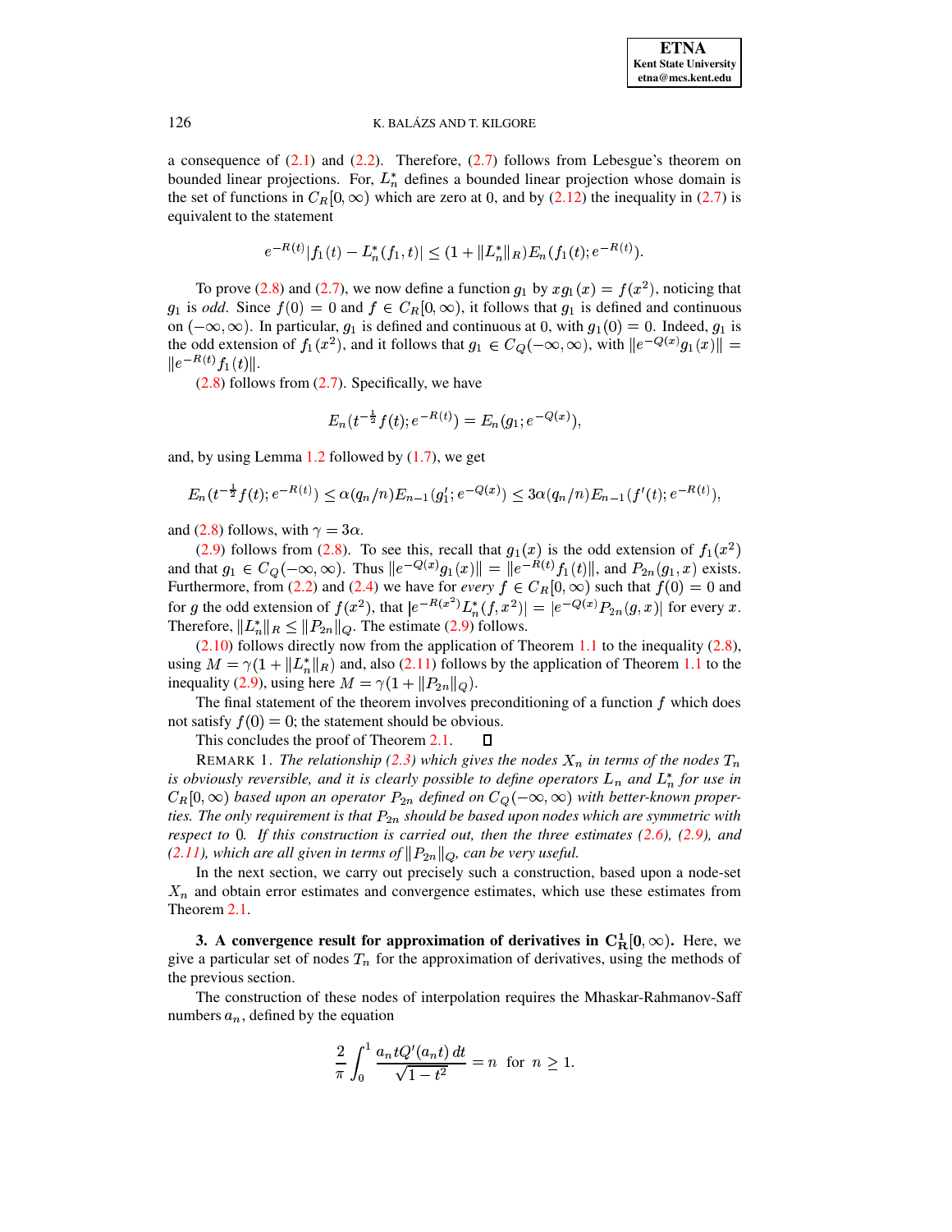a consequence of (2.1) and (2.2). Therefore, (2.7) follows from Lebesgue's theorem on bounded linear projections. For, $L_n^*$ defines a bounded linear projection whose domain is the set of functions in $C_R[0,\infty)$ which are zero at 0, and by (2.12) the inequality in (2.7) is equivalent to the statement

$$e^{-R(t)}|f_1(t) - L_n^*(f_1,t)| \le (1 + \|L_n^*\|_R) E_n(f_1(t); e^{-R(t)}).$$

To prove (2.8) and (2.7), we now define a function $g_1$ by $xg_1(x) = f(x^2)$, noticing that $g_1$ is *odd*. Since $f(0) = 0$ and $f \in C_R[0,\infty)$, it follows that $g_1$ is defined and continuous on $(-\infty,\infty)$. In particular, $g_1$ is defined and continuous at 0, with $g_1(0) = 0$. Indeed, $g_1$ is the odd extension of $f_1(x^2)$, and it follows that $g_1 \in C_Q(-\infty,\infty)$, with $\|e^{-Q(x)}g_1(x)\| = \|e^{-R(t)}f_1(t)\|$.

(2.8) follows from (2.7). Specifically, we have

$$E_n(t^{-\frac{1}{2}}f(t); e^{-R(t)}) = E_n(g_1; e^{-Q(x)}),$$

and, by using Lemma 1.2 followed by (1.7), we get

$$E_n(t^{-\frac{1}{2}}f(t); e^{-R(t)}) \le \alpha(q_n/n)E_{n-1}(g_1'; e^{-Q(x)}) \le 3\alpha(q_n/n)E_{n-1}(f'(t); e^{-R(t)}),$$

and (2.8) follows, with $\gamma = 3\alpha$.

(2.9) follows from (2.8). To see this, recall that $g_1(x)$ is the odd extension of $f_1(x^2)$ and that $g_1 \in C_Q(-\infty,\infty)$. Thus $\|e^{-Q(x)}g_1(x)\| = \|e^{-R(t)}f_1(t)\|$, and $P_{2n}(g_1,x)$ exists. Furthermore, from (2.2) and (2.4) we have for *every* $f \in C_R[0,\infty)$ such that $f(0) = 0$ and for $g$ the odd extension of $f(x^2)$, that $|e^{-R(x^2)}L_n^*(f,x^2)| = |e^{-Q(x)}P_{2n}(g,x)|$ for every $x$. Therefore, $\|L_n^*\|_R \le \|P_{2n}\|_Q$. The estimate (2.9) follows.

(2.10) follows directly now from the application of Theorem 1.1 to the inequality (2.8), using $M = \gamma(1 + \|L_n^*\|_R)$ and, also (2.11) follows by the application of Theorem 1.1 to the inequality (2.9), using here $M = \gamma(1 + \|P_{2n}\|_Q)$.

The final statement of the theorem involves preconditioning of a function $f$ which does not satisfy $f(0) = 0$; the statement should be obvious.

This concludes the proof of Theorem 2.1. ∎

REMARK 1. *The relationship (2.3) which gives the nodes $X_n$ in terms of the nodes $T_n$ is obviously reversible, and it is clearly possible to define operators $L_n$ and $L_n^*$ for use in $C_R[0,\infty)$ based upon an operator $P_{2n}$ defined on $C_Q(-\infty,\infty)$ with better-known properties. The only requirement is that $P_{2n}$ should be based upon nodes which are symmetric with respect to 0. If this construction is carried out, then the three estimates (2.6), (2.9), and (2.11), which are all given in terms of $\|P_{2n}\|_Q$, can be very useful.*

In the next section, we carry out precisely such a construction, based upon a node-set $X_n$ and obtain error estimates and convergence estimates, which use these estimates from Theorem 2.1.

## 3. A convergence result for approximation of derivatives in $\mathbf{C_R^1[0,\infty)}$.

Here, we give a particular set of nodes $T_n$ for the approximation of derivatives, using the methods of the previous section.

The construction of these nodes of interpolation requires the Mhaskar-Rahmanov-Saff numbers $a_n$, defined by the equation

$$\frac{2}{\pi}\int_0^1 \frac{a_n t Q'(a_n t)\,dt}{\sqrt{1-t^2}} = n \quad \text{for} \quad n \ge 1.$$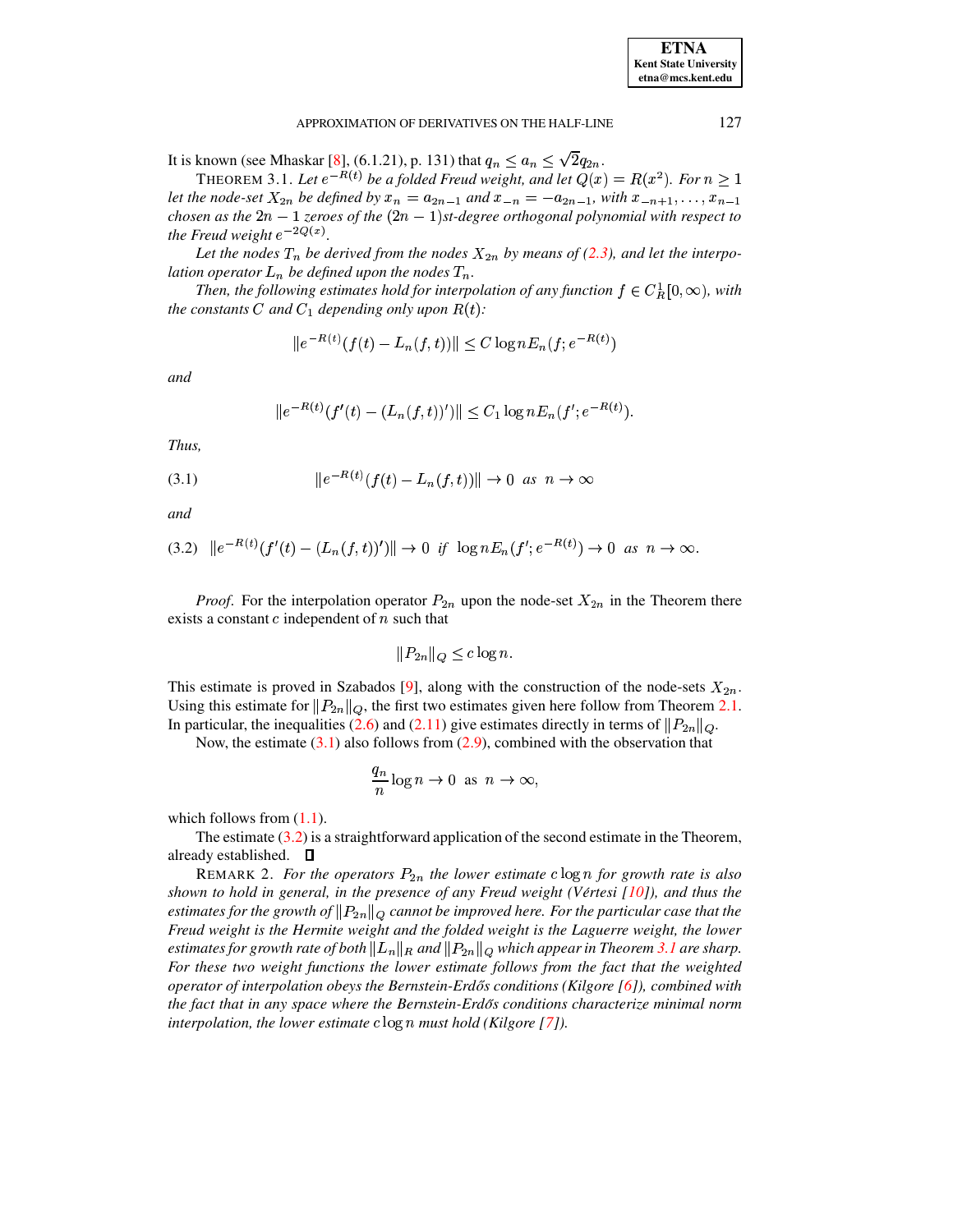It is known (see Mhaskar [8], (6.1.21), p. 131) that $q_n \le a_n \le \sqrt{2} q_{2n}$.

THEOREM 3.1. *Let $e^{-R(t)}$ be a folded Freud weight, and let $Q(x) = R(x^2)$. For $n \ge 1$ let the node-set $X_{2n}$ be defined by $x_n = a_{2n-1}$ and $x_{-n} = -a_{2n-1}$, with $x_{-n+1}, \ldots, x_{n-1}$ chosen as the $2n-1$ zeroes of the $(2n-1)$st-degree orthogonal polynomial with respect to the Freud weight $e^{-2Q(x)}$.*

*Let the nodes $T_n$ be derived from the nodes $X_{2n}$ by means of (2.3), and let the interpolation operator $L_n$ be defined upon the nodes $T_n$.*

*Then, the following estimates hold for interpolation of any function $f \in C^1_R[0, \infty)$, with the constants $C$ and $C_1$ depending only upon $R(t)$:*

$$\|e^{-R(t)}(f(t) - L_n(f,t))\| \le C \log n E_n(f; e^{-R(t)})$$

*and*

$$\|e^{-R(t)}(f'(t) - (L_n(f,t))')\| \le C_1 \log n E_n(f'; e^{-R(t)}).$$

*Thus,*

$$\|e^{-R(t)}(f(t) - L_n(f,t))\| \to 0 \ \text{ as } \ n \to \infty \tag{3.1}$$

*and*

$$\|e^{-R(t)}(f'(t) - (L_n(f,t))')\| \to 0 \ \text{ if } \ \log n E_n(f'; e^{-R(t)}) \to 0 \ \text{ as } \ n \to \infty. \tag{3.2}$$

*Proof*. For the interpolation operator $P_{2n}$ upon the node-set $X_{2n}$ in the Theorem there exists a constant $c$ independent of $n$ such that

$$\|P_{2n}\|_Q \le c \log n.$$

This estimate is proved in Szabados [9], along with the construction of the node-sets $X_{2n}$. Using this estimate for $\|P_{2n}\|_Q$, the first two estimates given here follow from Theorem 2.1. In particular, the inequalities (2.6) and (2.11) give estimates directly in terms of $\|P_{2n}\|_Q$.

Now, the estimate (3.1) also follows from (2.9), combined with the observation that

$$\frac{q_n}{n} \log n \to 0 \ \text{ as } \ n \to \infty,$$

which follows from (1.1).

The estimate (3.2) is a straightforward application of the second estimate in the Theorem, already established. ∎

REMARK 2. *For the operators $P_{2n}$ the lower estimate $c \log n$ for growth rate is also shown to hold in general, in the presence of any Freud weight (Vértesi [10]), and thus the estimates for the growth of $\|P_{2n}\|_Q$ cannot be improved here. For the particular case that the Freud weight is the Hermite weight and the folded weight is the Laguerre weight, the lower estimates for growth rate of both $\|L_n\|_R$ and $\|P_{2n}\|_Q$ which appear in Theorem 3.1 are sharp. For these two weight functions the lower estimate follows from the fact that the weighted operator of interpolation obeys the Bernstein-Erdős conditions (Kilgore [6]), combined with the fact that in any space where the Bernstein-Erdős conditions characterize minimal norm interpolation, the lower estimate $c \log n$ must hold (Kilgore [7]).*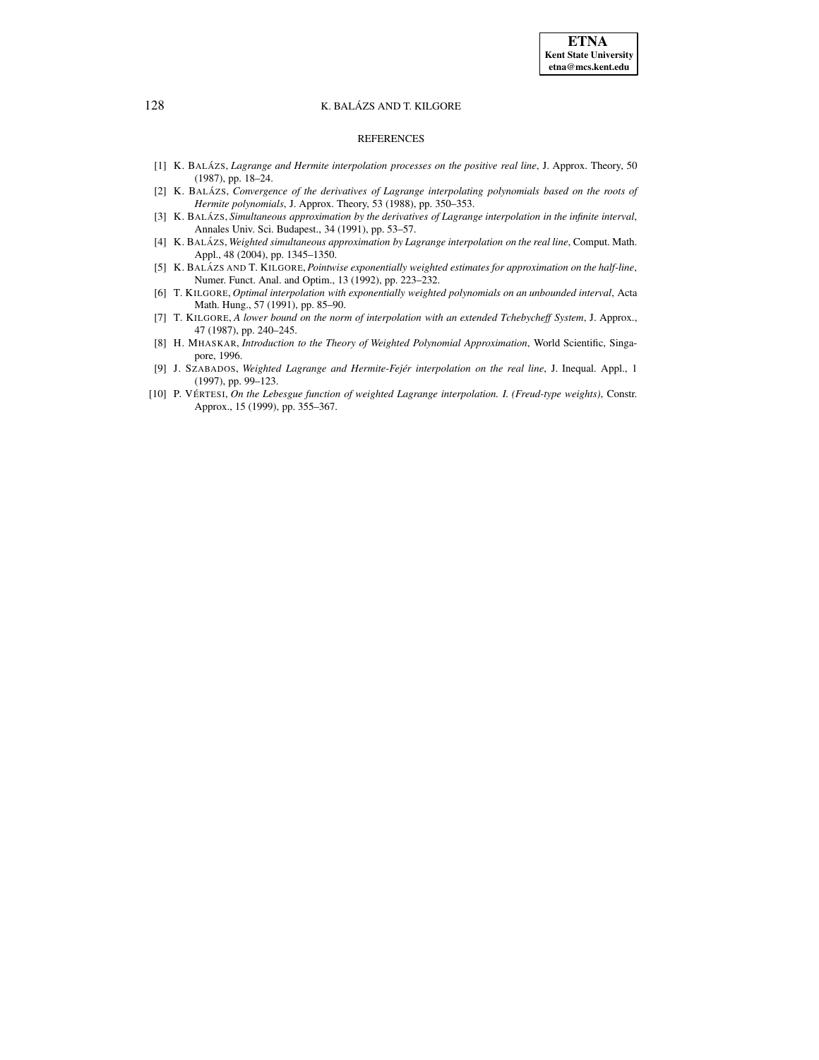## REFERENCES

[1] K. BALÁZS, *Lagrange and Hermite interpolation processes on the positive real line*, J. Approx. Theory, 50 (1987), pp. 18–24.

[2] K. BALÁZS, *Convergence of the derivatives of Lagrange interpolating polynomials based on the roots of Hermite polynomials*, J. Approx. Theory, 53 (1988), pp. 350–353.

[3] K. BALÁZS, *Simultaneous approximation by the derivatives of Lagrange interpolation in the infinite interval*, Annales Univ. Sci. Budapest., 34 (1991), pp. 53–57.

[4] K. BALÁZS, *Weighted simultaneous approximation by Lagrange interpolation on the real line*, Comput. Math. Appl., 48 (2004), pp. 1345–1350.

[5] K. BALÁZS AND T. KILGORE, *Pointwise exponentially weighted estimates for approximation on the half-line*, Numer. Funct. Anal. and Optim., 13 (1992), pp. 223–232.

[6] T. KILGORE, *Optimal interpolation with exponentially weighted polynomials on an unbounded interval*, Acta Math. Hung., 57 (1991), pp. 85–90.

[7] T. KILGORE, *A lower bound on the norm of interpolation with an extended Tchebycheff System*, J. Approx., 47 (1987), pp. 240–245.

[8] H. MHASKAR, *Introduction to the Theory of Weighted Polynomial Approximation*, World Scientific, Singapore, 1996.

[9] J. SZABADOS, *Weighted Lagrange and Hermite-Fejér interpolation on the real line*, J. Inequal. Appl., 1 (1997), pp. 99–123.

[10] P. VÉRTESI, *On the Lebesgue function of weighted Lagrange interpolation. I. (Freud-type weights)*, Constr. Approx., 15 (1999), pp. 355–367.